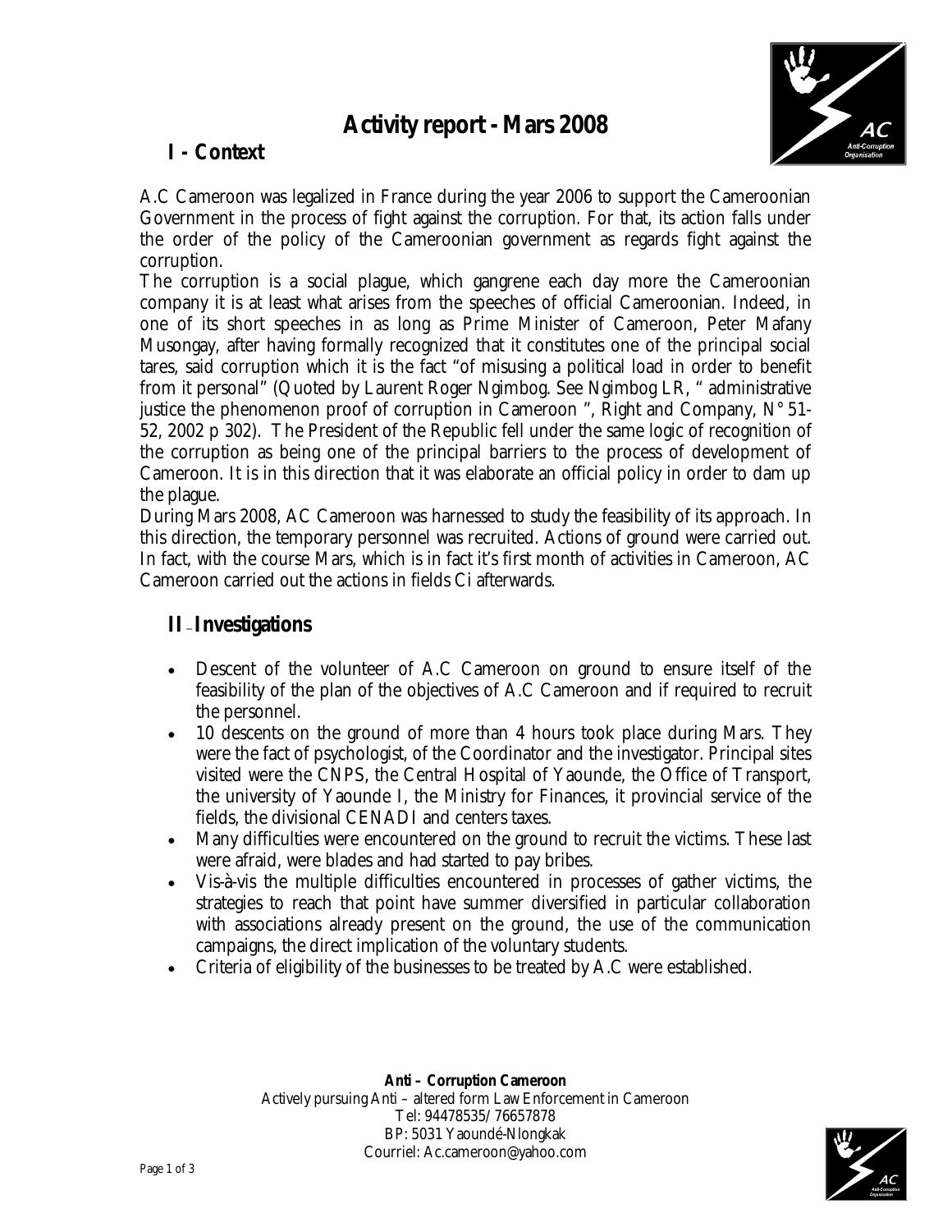# Activity report - Mars 2008

## I - Context

A.C Cameroon was legalized in France during the year 2006 to support the Cameroonian Government in the process of fight against the corruption. For that, its action falls under the order of the policy of the Cameroonian government as regards fight against the corruption.

The corruption is a social plague, which gangrene each day more the Cameroonian company it is at least what arises from the speeches of official Cameroonian. Indeed, in one of its short speeches in as long as Prime Minister of Cameroon, Peter Mafany Musongay, after having formally recognized that it constitutes one of the principal social tares, said corruption which it is the fact "of misusing a political load in order to benefit from it personal" (Quoted by Laurent Roger Ngimbog. See Ngimbog LR, " administrative justice the phenomenon proof of corruption in Cameroon ", Right and Company, N° 51-52, 2002 p 302). The President of the Republic fell under the same logic of recognition of the corruption as being one of the principal barriers to the process of development of Cameroon. It is in this direction that it was elaborate an official policy in order to dam up the plague.

During Mars 2008, AC Cameroon was harnessed to study the feasibility of its approach. In this direction, the temporary personnel was recruited. Actions of ground were carried out. In fact, with the course Mars, which is in fact it's first month of activities in Cameroon, AC Cameroon carried out the actions in fields Ci afterwards.

## II – Investigations

- Descent of the volunteer of A.C Cameroon on ground to ensure itself of the feasibility of the plan of the objectives of A.C Cameroon and if required to recruit the personnel.
- 10 descents on the ground of more than 4 hours took place during Mars. They were the fact of psychologist, of the Coordinator and the investigator. Principal sites visited were the CNPS, the Central Hospital of Yaounde, the Office of Transport, the university of Yaounde I, the Ministry for Finances, it provincial service of the fields, the divisional CENADI and centers taxes.
- Many difficulties were encountered on the ground to recruit the victims. These last were afraid, were blades and had started to pay bribes.
- Vis-à-vis the multiple difficulties encountered in processes of gather victims, the strategies to reach that point have summer diversified in particular collaboration with associations already present on the ground, the use of the communication campaigns, the direct implication of the voluntary students.
- Criteria of eligibility of the businesses to be treated by A.C were established.

**Anti – Corruption Cameroon**
Actively pursuing Anti – altered form Law Enforcement in Cameroon
Tel: 94478535/ 76657878
BP: 5031 Yaoundé-Nlongkak
Courriel: Ac.cameroon@yahoo.com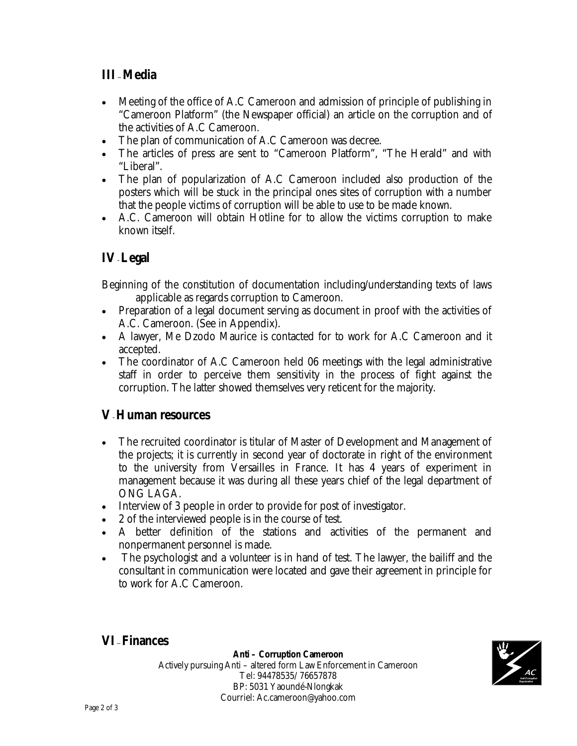## III – Media

- Meeting of the office of A.C Cameroon and admission of principle of publishing in "Cameroon Platform" (the Newspaper official) an article on the corruption and of the activities of A.C Cameroon.
- The plan of communication of A.C Cameroon was decree.
- The articles of press are sent to "Cameroon Platform", "The Herald" and with "Liberal".
- The plan of popularization of A.C Cameroon included also production of the posters which will be stuck in the principal ones sites of corruption with a number that the people victims of corruption will be able to use to be made known.
- A.C. Cameroon will obtain Hotline for to allow the victims corruption to make known itself.

## IV - Legal

Beginning of the constitution of documentation including/understanding texts of laws applicable as regards corruption to Cameroon.

- Preparation of a legal document serving as document in proof with the activities of A.C. Cameroon. (See in Appendix).
- A lawyer, Me Dzodo Maurice is contacted for to work for A.C Cameroon and it accepted.
- The coordinator of A.C Cameroon held 06 meetings with the legal administrative staff in order to perceive them sensitivity in the process of fight against the corruption. The latter showed themselves very reticent for the majority.

## V - Human resources

- The recruited coordinator is titular of Master of Development and Management of the projects; it is currently in second year of doctorate in right of the environment to the university from Versailles in France. It has 4 years of experiment in management because it was during all these years chief of the legal department of ONG LAGA.
- Interview of 3 people in order to provide for post of investigator.
- 2 of the interviewed people is in the course of test.
- A better definition of the stations and activities of the permanent and nonpermanent personnel is made.
- The psychologist and a volunteer is in hand of test. The lawyer, the bailiff and the consultant in communication were located and gave their agreement in principle for to work for A.C Cameroon.

## VI – Finances

**Anti – Corruption Cameroon**
Actively pursuing Anti – altered form Law Enforcement in Cameroon
Tel: 94478535/ 76657878
BP: 5031 Yaoundé-Nlongkak
Courriel: Ac.cameroon@yahoo.com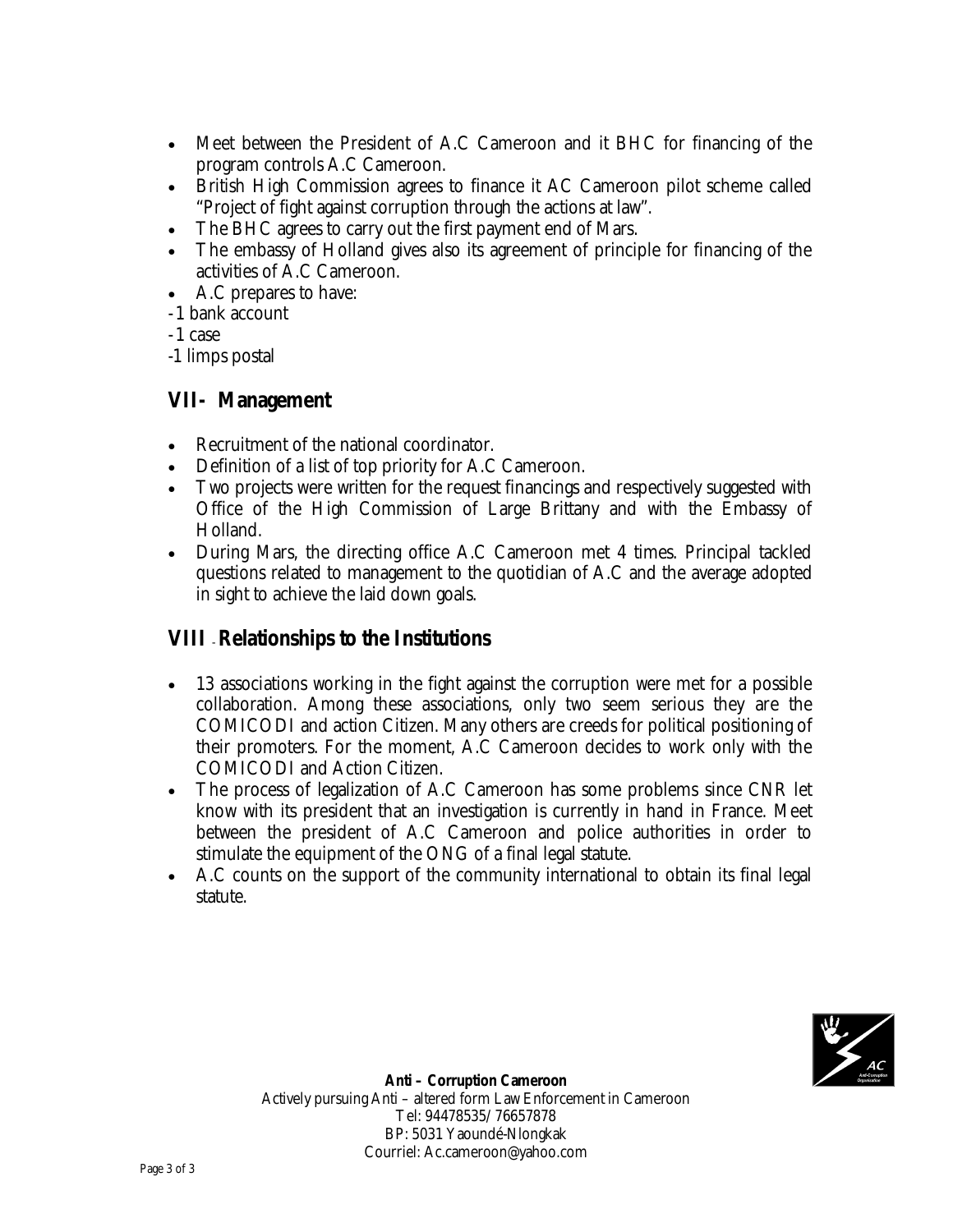- Meet between the President of A.C Cameroon and it BHC for financing of the program controls A.C Cameroon.
- British High Commission agrees to finance it AC Cameroon pilot scheme called "Project of fight against corruption through the actions at law".
- The BHC agrees to carry out the first payment end of Mars.
- The embassy of Holland gives also its agreement of principle for financing of the activities of A.C Cameroon.
- A.C prepares to have:

-1 bank account

-1 case

-1 limps postal

## VII- Management

- Recruitment of the national coordinator.
- Definition of a list of top priority for A.C Cameroon.
- Two projects were written for the request financings and respectively suggested with Office of the High Commission of Large Brittany and with the Embassy of Holland.
- During Mars, the directing office A.C Cameroon met 4 times. Principal tackled questions related to management to the quotidian of A.C and the average adopted in sight to achieve the laid down goals.

## VIII - Relationships to the Institutions

- 13 associations working in the fight against the corruption were met for a possible collaboration. Among these associations, only two seem serious they are the COMICODI and action Citizen. Many others are creeds for political positioning of their promoters. For the moment, A.C Cameroon decides to work only with the COMICODI and Action Citizen.
- The process of legalization of A.C Cameroon has some problems since CNR let know with its president that an investigation is currently in hand in France. Meet between the president of A.C Cameroon and police authorities in order to stimulate the equipment of the ONG of a final legal statute.
- A.C counts on the support of the community international to obtain its final legal statute.

**Anti – Corruption Cameroon**
Actively pursuing Anti – altered form Law Enforcement in Cameroon
Tel: 94478535/ 76657878
BP: 5031 Yaoundé-Nlongkak
Courriel: Ac.cameroon@yahoo.com